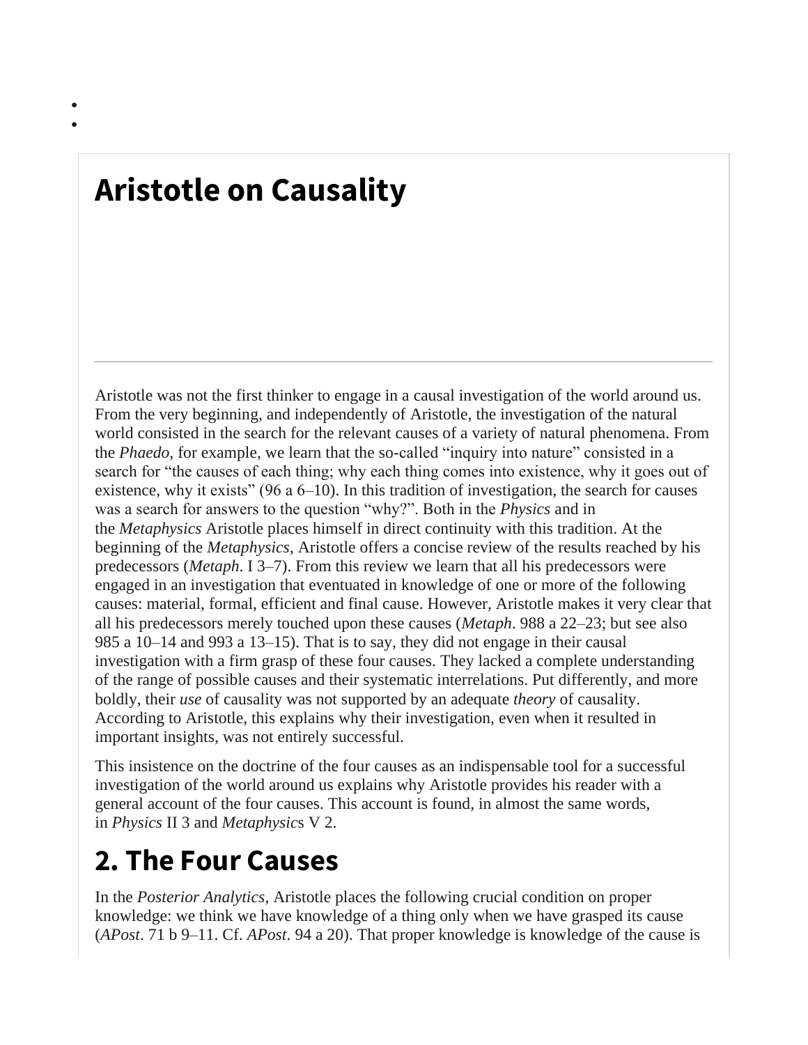# Aristotle on Causality

Aristotle was not the first thinker to engage in a causal investigation of the world around us. From the very beginning, and independently of Aristotle, the investigation of the natural world consisted in the search for the relevant causes of a variety of natural phenomena. From the *Phaedo*, for example, we learn that the so-called "inquiry into nature" consisted in a search for "the causes of each thing; why each thing comes into existence, why it goes out of existence, why it exists" (96 a 6–10). In this tradition of investigation, the search for causes was a search for answers to the question "why?". Both in the *Physics* and in the *Metaphysics* Aristotle places himself in direct continuity with this tradition. At the beginning of the *Metaphysics*, Aristotle offers a concise review of the results reached by his predecessors (*Metaph*. I 3–7). From this review we learn that all his predecessors were engaged in an investigation that eventuated in knowledge of one or more of the following causes: material, formal, efficient and final cause. However, Aristotle makes it very clear that all his predecessors merely touched upon these causes (*Metaph*. 988 a 22–23; but see also 985 a 10–14 and 993 a 13–15). That is to say, they did not engage in their causal investigation with a firm grasp of these four causes. They lacked a complete understanding of the range of possible causes and their systematic interrelations. Put differently, and more boldly, their *use* of causality was not supported by an adequate *theory* of causality. According to Aristotle, this explains why their investigation, even when it resulted in important insights, was not entirely successful.

This insistence on the doctrine of the four causes as an indispensable tool for a successful investigation of the world around us explains why Aristotle provides his reader with a general account of the four causes. This account is found, in almost the same words, in *Physics* II 3 and *Metaphysics* V 2.

## 2. The Four Causes

In the *Posterior Analytics*, Aristotle places the following crucial condition on proper knowledge: we think we have knowledge of a thing only when we have grasped its cause (*APost*. 71 b 9–11. Cf. *APost*. 94 a 20). That proper knowledge is knowledge of the cause is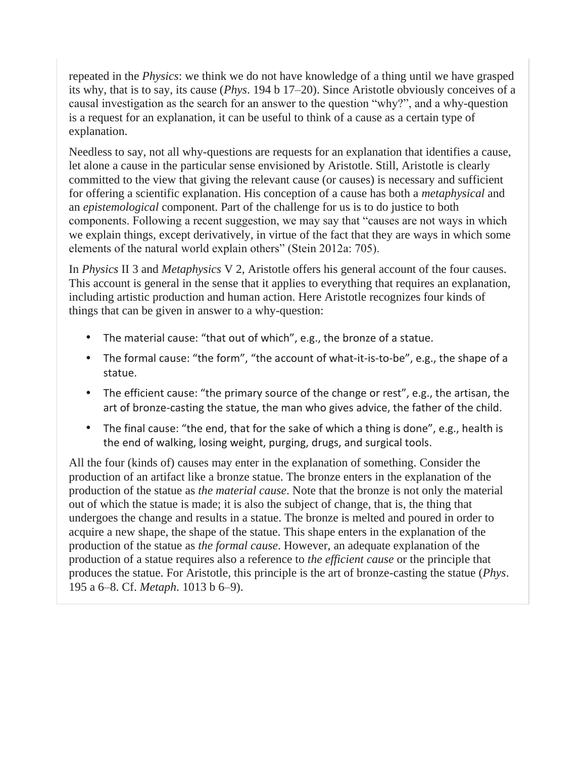repeated in the *Physics*: we think we do not have knowledge of a thing until we have grasped its why, that is to say, its cause (*Phys*. 194 b 17–20). Since Aristotle obviously conceives of a causal investigation as the search for an answer to the question "why?", and a why-question is a request for an explanation, it can be useful to think of a cause as a certain type of explanation.

Needless to say, not all why-questions are requests for an explanation that identifies a cause, let alone a cause in the particular sense envisioned by Aristotle. Still, Aristotle is clearly committed to the view that giving the relevant cause (or causes) is necessary and sufficient for offering a scientific explanation. His conception of a cause has both a *metaphysical* and an *epistemological* component. Part of the challenge for us is to do justice to both components. Following a recent suggestion, we may say that "causes are not ways in which we explain things, except derivatively, in virtue of the fact that they are ways in which some elements of the natural world explain others" (Stein 2012a: 705).

In *Physics* II 3 and *Metaphysics* V 2, Aristotle offers his general account of the four causes. This account is general in the sense that it applies to everything that requires an explanation, including artistic production and human action. Here Aristotle recognizes four kinds of things that can be given in answer to a why-question:

- The material cause: "that out of which", e.g., the bronze of a statue.
- The formal cause: "the form", "the account of what-it-is-to-be", e.g., the shape of a statue.
- The efficient cause: "the primary source of the change or rest", e.g., the artisan, the art of bronze-casting the statue, the man who gives advice, the father of the child.
- The final cause: "the end, that for the sake of which a thing is done", e.g., health is the end of walking, losing weight, purging, drugs, and surgical tools.

All the four (kinds of) causes may enter in the explanation of something. Consider the production of an artifact like a bronze statue. The bronze enters in the explanation of the production of the statue as *the material cause*. Note that the bronze is not only the material out of which the statue is made; it is also the subject of change, that is, the thing that undergoes the change and results in a statue. The bronze is melted and poured in order to acquire a new shape, the shape of the statue. This shape enters in the explanation of the production of the statue as *the formal cause*. However, an adequate explanation of the production of a statue requires also a reference to *the efficient cause* or the principle that produces the statue. For Aristotle, this principle is the art of bronze-casting the statue (*Phys*. 195 a 6–8. Cf. *Metaph.* 1013 b 6–9).